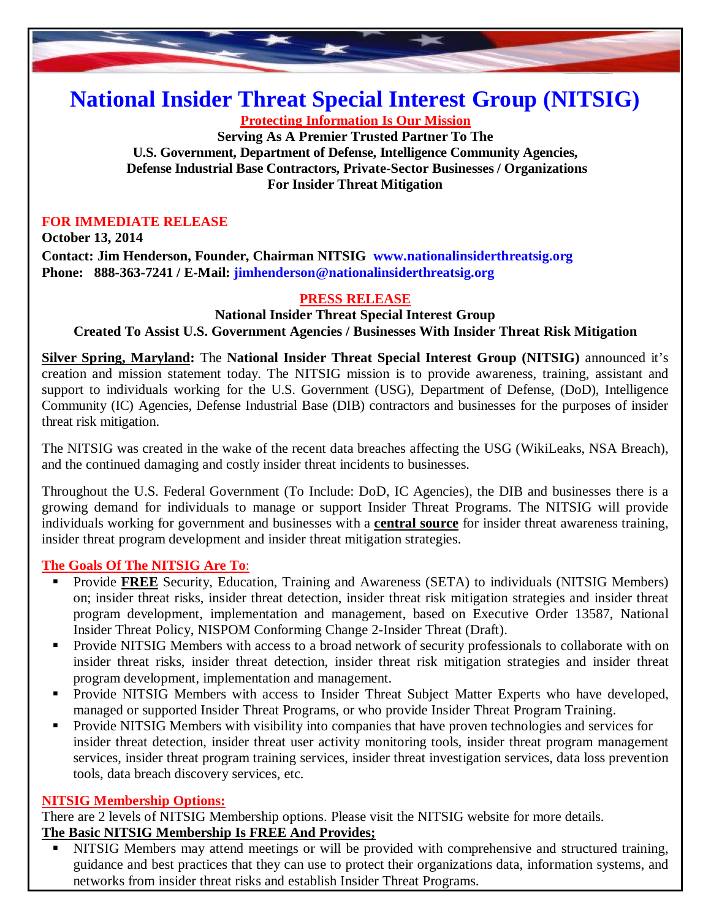# National Insider Threat Special Interest Group (NITSIG)

**Protecting Information Is Our Mission**

**Serving As A Premier Trusted Partner To The**
**U.S. Government, Department of Defense, Intelligence Community Agencies,**
**Defense Industrial Base Contractors, Private-Sector Businesses / Organizations**
**For Insider Threat Mitigation**

**FOR IMMEDIATE RELEASE**
**October 13, 2014**
**Contact: Jim Henderson, Founder, Chairman NITSIG www.nationalinsiderthreatsig.org**
**Phone: 888-363-7241 / E-Mail: jimhenderson@nationalinsiderthreatsig.org**

## PRESS RELEASE

**National Insider Threat Special Interest Group**
**Created To Assist U.S. Government Agencies / Businesses With Insider Threat Risk Mitigation**

**Silver Spring, Maryland:** The **National Insider Threat Special Interest Group (NITSIG)** announced it's creation and mission statement today. The NITSIG mission is to provide awareness, training, assistant and support to individuals working for the U.S. Government (USG), Department of Defense, (DoD), Intelligence Community (IC) Agencies, Defense Industrial Base (DIB) contractors and businesses for the purposes of insider threat risk mitigation.

The NITSIG was created in the wake of the recent data breaches affecting the USG (WikiLeaks, NSA Breach), and the continued damaging and costly insider threat incidents to businesses.

Throughout the U.S. Federal Government (To Include: DoD, IC Agencies), the DIB and businesses there is a growing demand for individuals to manage or support Insider Threat Programs. The NITSIG will provide individuals working for government and businesses with a **central source** for insider threat awareness training, insider threat program development and insider threat mitigation strategies.

**The Goals Of The NITSIG Are To:**

- Provide **FREE** Security, Education, Training and Awareness (SETA) to individuals (NITSIG Members) on; insider threat risks, insider threat detection, insider threat risk mitigation strategies and insider threat program development, implementation and management, based on Executive Order 13587, National Insider Threat Policy, NISPOM Conforming Change 2-Insider Threat (Draft).
- Provide NITSIG Members with access to a broad network of security professionals to collaborate with on insider threat risks, insider threat detection, insider threat risk mitigation strategies and insider threat program development, implementation and management.
- Provide NITSIG Members with access to Insider Threat Subject Matter Experts who have developed, managed or supported Insider Threat Programs, or who provide Insider Threat Program Training.
- Provide NITSIG Members with visibility into companies that have proven technologies and services for insider threat detection, insider threat user activity monitoring tools, insider threat program management services, insider threat program training services, insider threat investigation services, data loss prevention tools, data breach discovery services, etc.

**NITSIG Membership Options:**

There are 2 levels of NITSIG Membership options. Please visit the NITSIG website for more details.

**The Basic NITSIG Membership Is FREE And Provides;**

- NITSIG Members may attend meetings or will be provided with comprehensive and structured training, guidance and best practices that they can use to protect their organizations data, information systems, and networks from insider threat risks and establish Insider Threat Programs.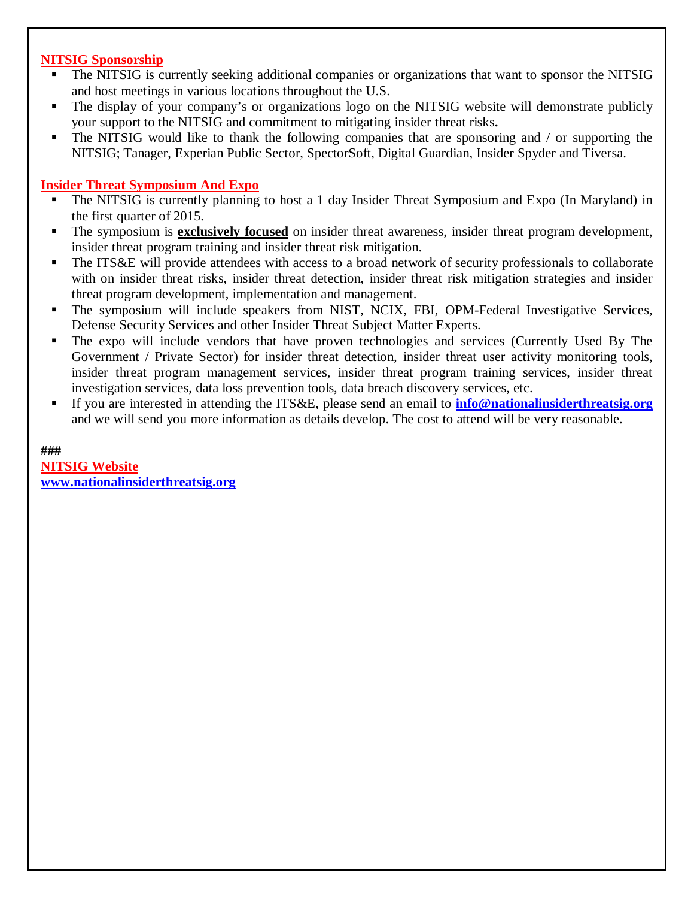## NITSIG Sponsorship

- The NITSIG is currently seeking additional companies or organizations that want to sponsor the NITSIG and host meetings in various locations throughout the U.S.
- The display of your company's or organizations logo on the NITSIG website will demonstrate publicly your support to the NITSIG and commitment to mitigating insider threat risks**.**
- The NITSIG would like to thank the following companies that are sponsoring and / or supporting the NITSIG; Tanager, Experian Public Sector, SpectorSoft, Digital Guardian, Insider Spyder and Tiversa.

## Insider Threat Symposium And Expo

- The NITSIG is currently planning to host a 1 day Insider Threat Symposium and Expo (In Maryland) in the first quarter of 2015.
- The symposium is **exclusively focused** on insider threat awareness, insider threat program development, insider threat program training and insider threat risk mitigation.
- The ITS&E will provide attendees with access to a broad network of security professionals to collaborate with on insider threat risks, insider threat detection, insider threat risk mitigation strategies and insider threat program development, implementation and management.
- The symposium will include speakers from NIST, NCIX, FBI, OPM-Federal Investigative Services, Defense Security Services and other Insider Threat Subject Matter Experts.
- The expo will include vendors that have proven technologies and services (Currently Used By The Government / Private Sector) for insider threat detection, insider threat user activity monitoring tools, insider threat program management services, insider threat program training services, insider threat investigation services, data loss prevention tools, data breach discovery services, etc.
- If you are interested in attending the ITS&E, please send an email to **info@nationalinsiderthreatsig.org** and we will send you more information as details develop. The cost to attend will be very reasonable.

**###**

**NITSIG Website**

**www.nationalinsiderthreatsig.org**